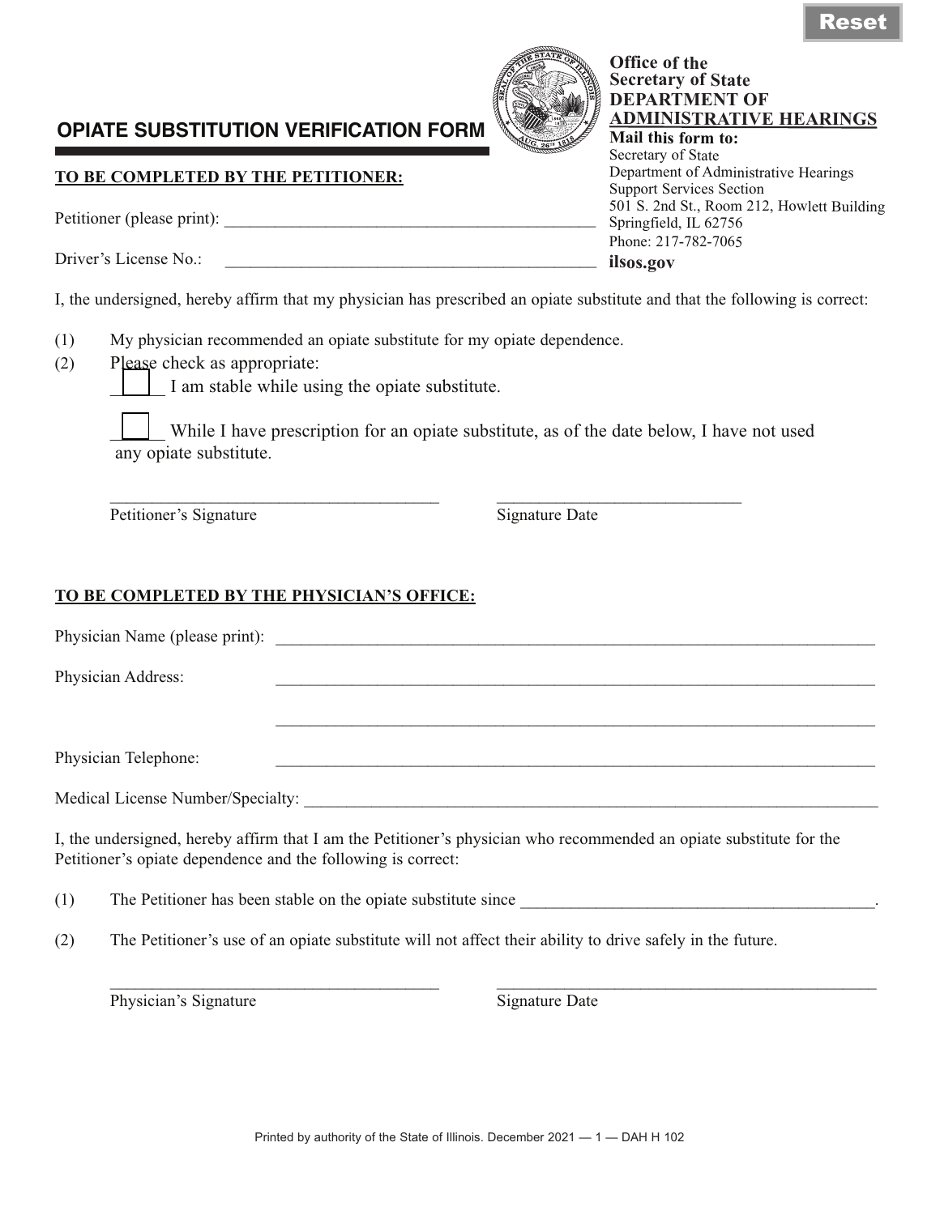Reset

# OPIATE SUBSTITUTION VERIFICATION FORM

**Office of the Secretary of State**
**DEPARTMENT OF ADMINISTRATIVE HEARINGS**

**Mail this form to:**
Secretary of State
Department of Administrative Hearings
Support Services Section
501 S. 2nd St., Room 212, Howlett Building
Springfield, IL 62756
Phone: 217-782-7065
**ilsos.gov**

## TO BE COMPLETED BY THE PETITIONER:

Petitioner (please print): ____________________________________________

Driver's License No.: ____________________________________________

I, the undersigned, hereby affirm that my physician has prescribed an opiate substitute and that the following is correct:

(1) My physician recommended an opiate substitute for my opiate dependence.

(2) Please check as appropriate:

☐ I am stable while using the opiate substitute.

☐ While I have prescription for an opiate substitute, as of the date below, I have not used any opiate substitute.

______________________________________ ____________________________

Petitioner's Signature Signature Date

## TO BE COMPLETED BY THE PHYSICIAN'S OFFICE:

Physician Name (please print): ____________________________________________

Physician Address: ____________________________________________

____________________________________________

Physician Telephone: ____________________________________________

Medical License Number/Specialty: ____________________________________________

I, the undersigned, hereby affirm that I am the Petitioner's physician who recommended an opiate substitute for the Petitioner's opiate dependence and the following is correct:

(1) The Petitioner has been stable on the opiate substitute since ____________________________________________.

(2) The Petitioner's use of an opiate substitute will not affect their ability to drive safely in the future.

______________________________________ ____________________________

Physician's Signature Signature Date

Printed by authority of the State of Illinois. December 2021 — 1 — DAH H 102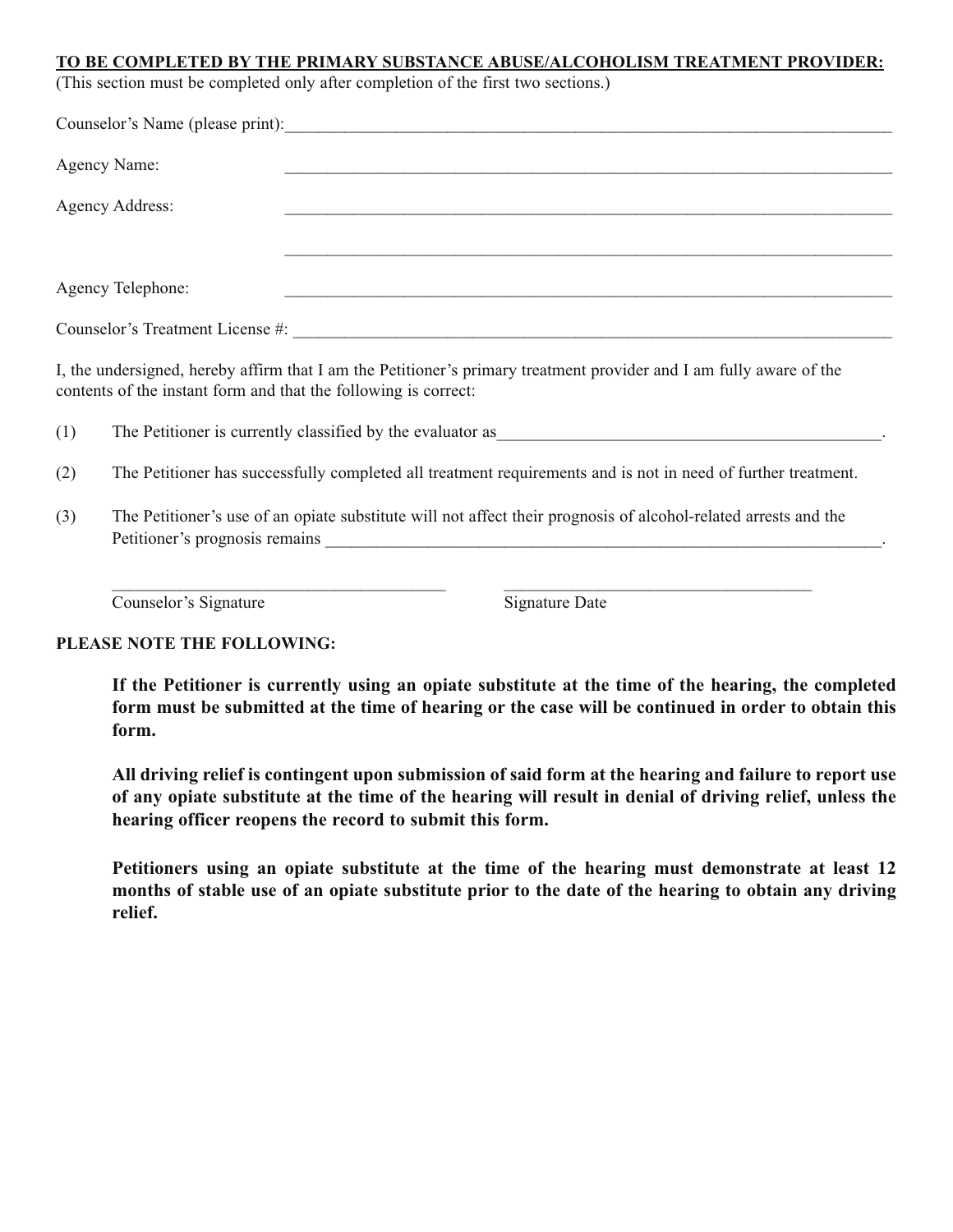**TO BE COMPLETED BY THE PRIMARY SUBSTANCE ABUSE/ALCOHOLISM TREATMENT PROVIDER:**

(This section must be completed only after completion of the first two sections.)

Counselor's Name (please print):_______________________________________________

Agency Name: _______________________________________________

Agency Address: _______________________________________________

_______________________________________________

Agency Telephone: _______________________________________________

Counselor's Treatment License #: _______________________________________________

I, the undersigned, hereby affirm that I am the Petitioner's primary treatment provider and I am fully aware of the contents of the instant form and that the following is correct:

(1) The Petitioner is currently classified by the evaluator as_______________________________.

(2) The Petitioner has successfully completed all treatment requirements and is not in need of further treatment.

(3) The Petitioner's use of an opiate substitute will not affect their prognosis of alcohol-related arrests and the Petitioner's prognosis remains _______________________________.

_______________________________ _______________________________

Counselor's Signature Signature Date

**PLEASE NOTE THE FOLLOWING:**

**If the Petitioner is currently using an opiate substitute at the time of the hearing, the completed form must be submitted at the time of hearing or the case will be continued in order to obtain this form.**

**All driving relief is contingent upon submission of said form at the hearing and failure to report use of any opiate substitute at the time of the hearing will result in denial of driving relief, unless the hearing officer reopens the record to submit this form.**

**Petitioners using an opiate substitute at the time of the hearing must demonstrate at least 12 months of stable use of an opiate substitute prior to the date of the hearing to obtain any driving relief.**